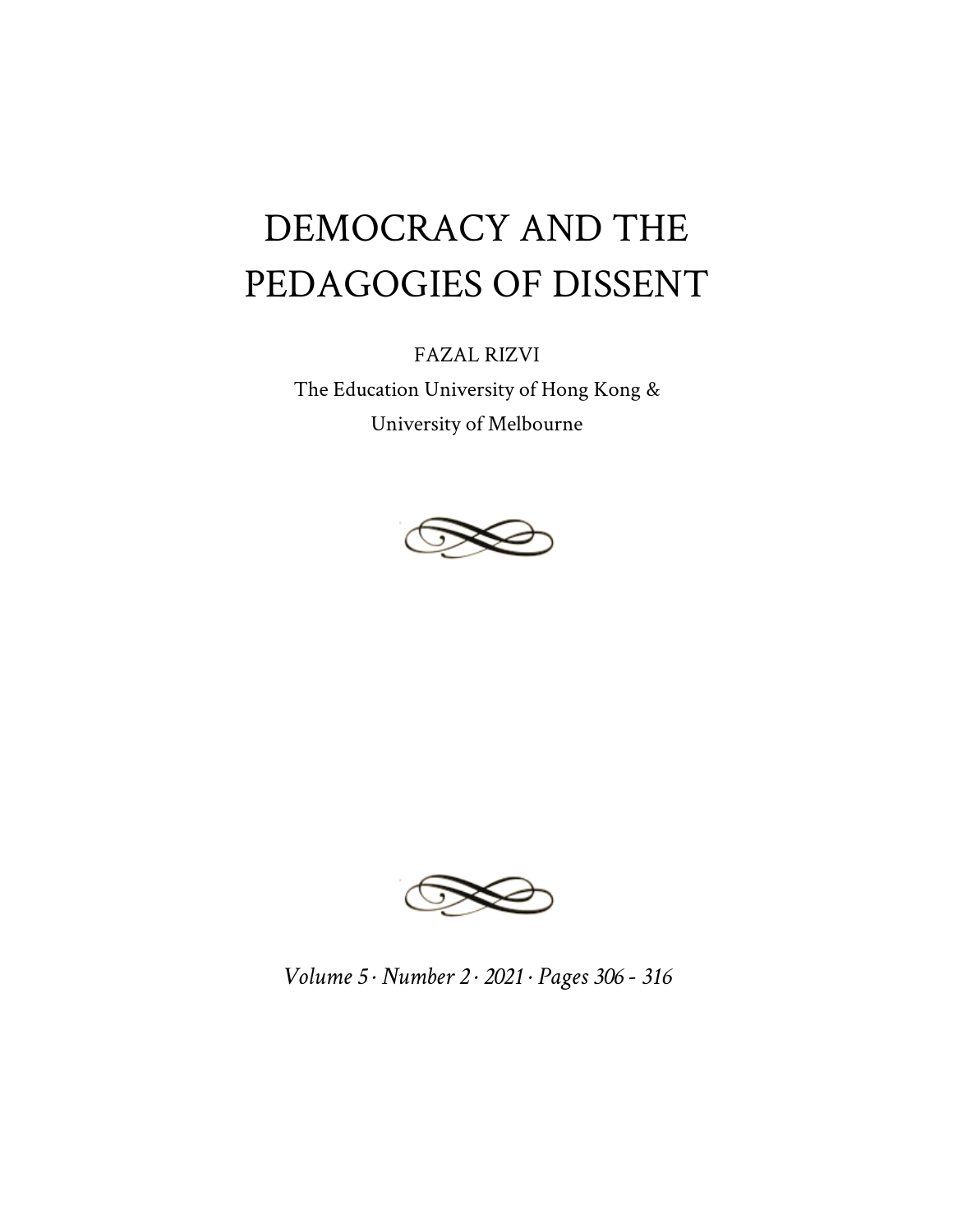# DEMOCRACY AND THE PEDAGOGIES OF DISSENT

FAZAL RIZVI

The Education University of Hong Kong &
University of Melbourne

*Volume 5 · Number 2 · 2021 · Pages 306 - 316*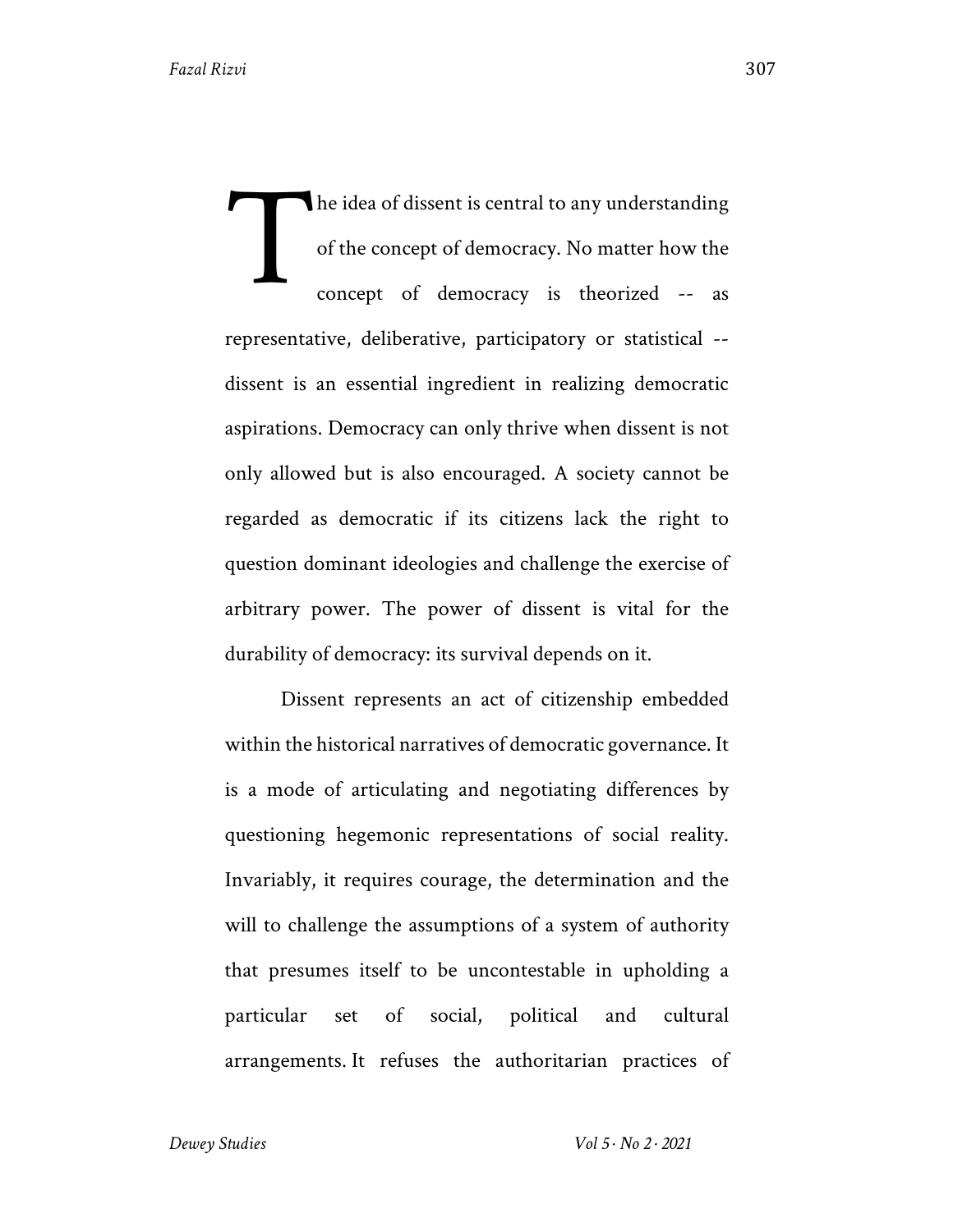The idea of dissent is central to any understanding of the concept of democracy. No matter how the concept of democracy is theorized -- as representative, deliberative, participatory or statistical -- dissent is an essential ingredient in realizing democratic aspirations. Democracy can only thrive when dissent is not only allowed but is also encouraged. A society cannot be regarded as democratic if its citizens lack the right to question dominant ideologies and challenge the exercise of arbitrary power. The power of dissent is vital for the durability of democracy: its survival depends on it.

Dissent represents an act of citizenship embedded within the historical narratives of democratic governance. It is a mode of articulating and negotiating differences by questioning hegemonic representations of social reality. Invariably, it requires courage, the determination and the will to challenge the assumptions of a system of authority that presumes itself to be uncontestable in upholding a particular set of social, political and cultural arrangements. It refuses the authoritarian practices of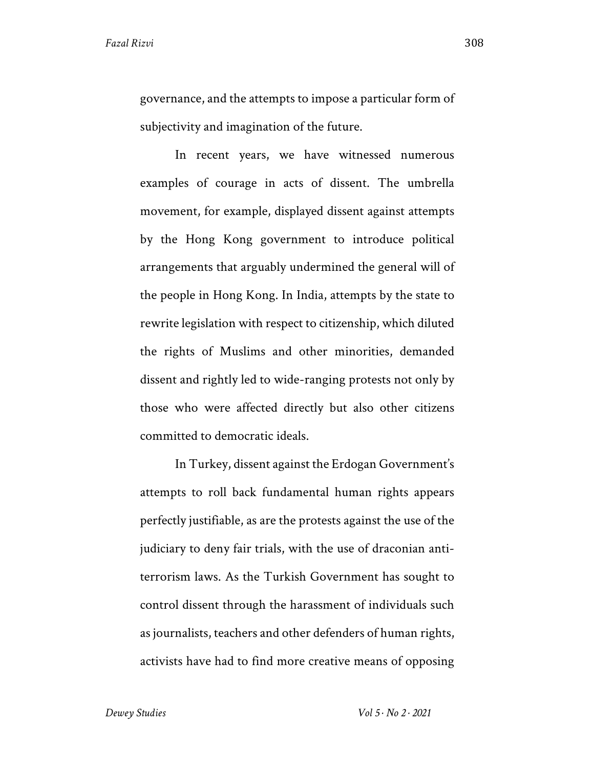governance, and the attempts to impose a particular form of subjectivity and imagination of the future.

In recent years, we have witnessed numerous examples of courage in acts of dissent. The umbrella movement, for example, displayed dissent against attempts by the Hong Kong government to introduce political arrangements that arguably undermined the general will of the people in Hong Kong. In India, attempts by the state to rewrite legislation with respect to citizenship, which diluted the rights of Muslims and other minorities, demanded dissent and rightly led to wide-ranging protests not only by those who were affected directly but also other citizens committed to democratic ideals.

In Turkey, dissent against the Erdogan Government's attempts to roll back fundamental human rights appears perfectly justifiable, as are the protests against the use of the judiciary to deny fair trials, with the use of draconian anti-terrorism laws. As the Turkish Government has sought to control dissent through the harassment of individuals such as journalists, teachers and other defenders of human rights, activists have had to find more creative means of opposing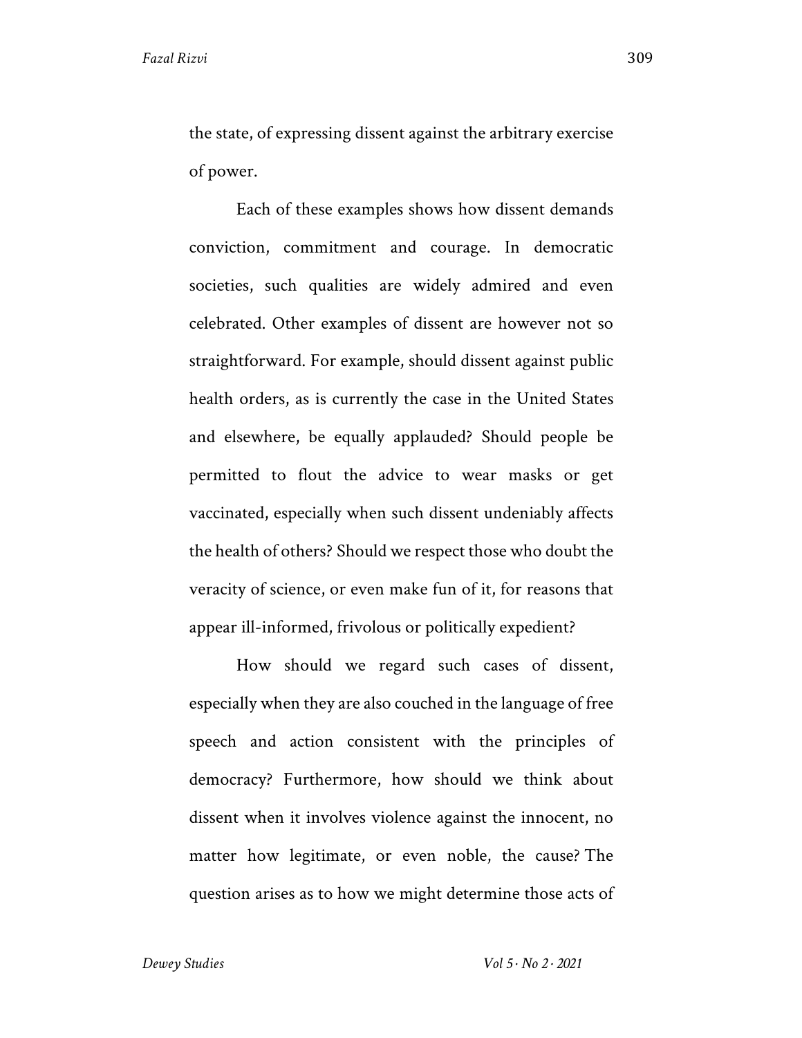the state, of expressing dissent against the arbitrary exercise of power.

Each of these examples shows how dissent demands conviction, commitment and courage. In democratic societies, such qualities are widely admired and even celebrated. Other examples of dissent are however not so straightforward. For example, should dissent against public health orders, as is currently the case in the United States and elsewhere, be equally applauded? Should people be permitted to flout the advice to wear masks or get vaccinated, especially when such dissent undeniably affects the health of others? Should we respect those who doubt the veracity of science, or even make fun of it, for reasons that appear ill-informed, frivolous or politically expedient?

How should we regard such cases of dissent, especially when they are also couched in the language of free speech and action consistent with the principles of democracy? Furthermore, how should we think about dissent when it involves violence against the innocent, no matter how legitimate, or even noble, the cause? The question arises as to how we might determine those acts of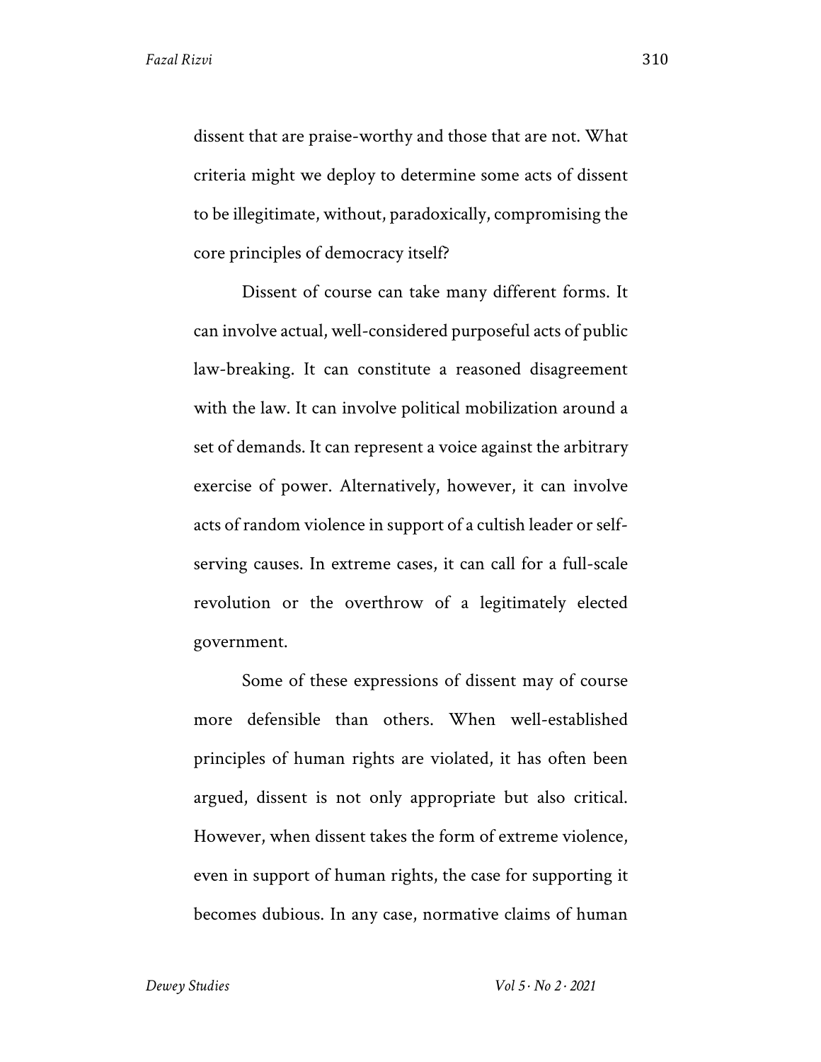dissent that are praise-worthy and those that are not. What criteria might we deploy to determine some acts of dissent to be illegitimate, without, paradoxically, compromising the core principles of democracy itself?

Dissent of course can take many different forms. It can involve actual, well-considered purposeful acts of public law-breaking. It can constitute a reasoned disagreement with the law. It can involve political mobilization around a set of demands. It can represent a voice against the arbitrary exercise of power. Alternatively, however, it can involve acts of random violence in support of a cultish leader or self-serving causes. In extreme cases, it can call for a full-scale revolution or the overthrow of a legitimately elected government.

Some of these expressions of dissent may of course more defensible than others. When well-established principles of human rights are violated, it has often been argued, dissent is not only appropriate but also critical. However, when dissent takes the form of extreme violence, even in support of human rights, the case for supporting it becomes dubious. In any case, normative claims of human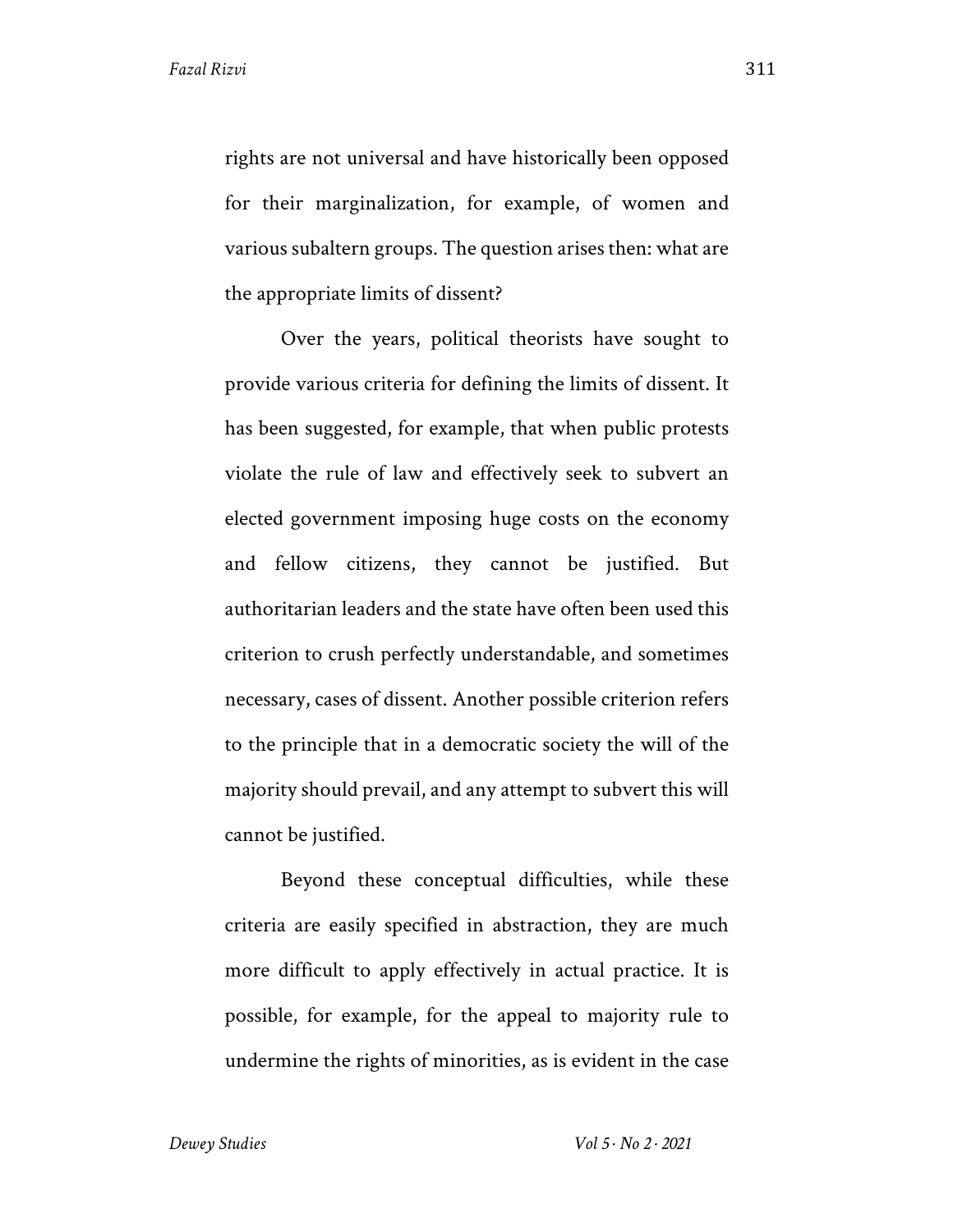rights are not universal and have historically been opposed for their marginalization, for example, of women and various subaltern groups. The question arises then: what are the appropriate limits of dissent?

Over the years, political theorists have sought to provide various criteria for defining the limits of dissent. It has been suggested, for example, that when public protests violate the rule of law and effectively seek to subvert an elected government imposing huge costs on the economy and fellow citizens, they cannot be justified. But authoritarian leaders and the state have often been used this criterion to crush perfectly understandable, and sometimes necessary, cases of dissent. Another possible criterion refers to the principle that in a democratic society the will of the majority should prevail, and any attempt to subvert this will cannot be justified.

Beyond these conceptual difficulties, while these criteria are easily specified in abstraction, they are much more difficult to apply effectively in actual practice. It is possible, for example, for the appeal to majority rule to undermine the rights of minorities, as is evident in the case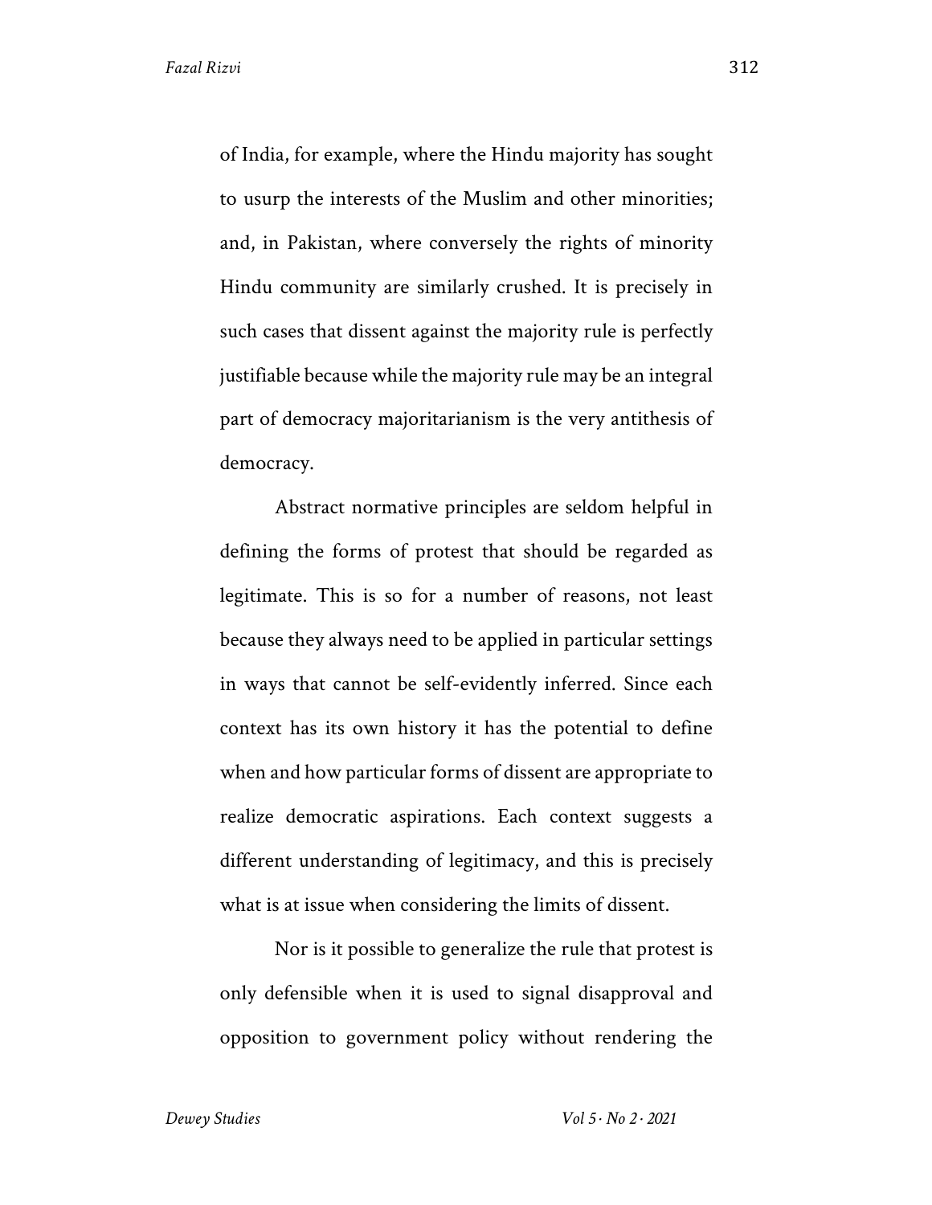of India, for example, where the Hindu majority has sought to usurp the interests of the Muslim and other minorities; and, in Pakistan, where conversely the rights of minority Hindu community are similarly crushed. It is precisely in such cases that dissent against the majority rule is perfectly justifiable because while the majority rule may be an integral part of democracy majoritarianism is the very antithesis of democracy.

Abstract normative principles are seldom helpful in defining the forms of protest that should be regarded as legitimate. This is so for a number of reasons, not least because they always need to be applied in particular settings in ways that cannot be self-evidently inferred. Since each context has its own history it has the potential to define when and how particular forms of dissent are appropriate to realize democratic aspirations. Each context suggests a different understanding of legitimacy, and this is precisely what is at issue when considering the limits of dissent.

Nor is it possible to generalize the rule that protest is only defensible when it is used to signal disapproval and opposition to government policy without rendering the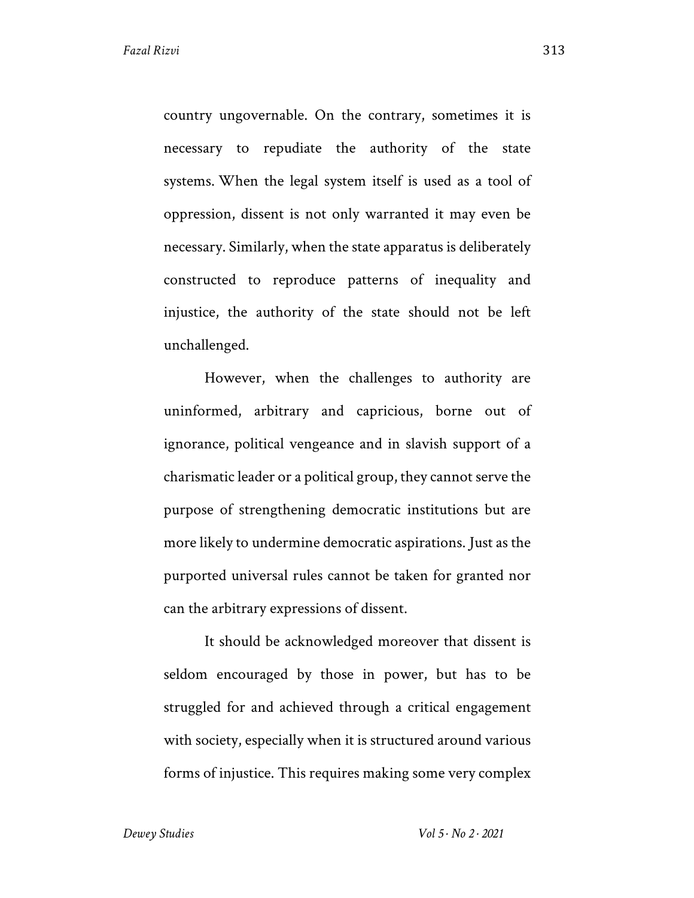country ungovernable. On the contrary, sometimes it is necessary to repudiate the authority of the state systems. When the legal system itself is used as a tool of oppression, dissent is not only warranted it may even be necessary. Similarly, when the state apparatus is deliberately constructed to reproduce patterns of inequality and injustice, the authority of the state should not be left unchallenged.

However, when the challenges to authority are uninformed, arbitrary and capricious, borne out of ignorance, political vengeance and in slavish support of a charismatic leader or a political group, they cannot serve the purpose of strengthening democratic institutions but are more likely to undermine democratic aspirations. Just as the purported universal rules cannot be taken for granted nor can the arbitrary expressions of dissent.

It should be acknowledged moreover that dissent is seldom encouraged by those in power, but has to be struggled for and achieved through a critical engagement with society, especially when it is structured around various forms of injustice. This requires making some very complex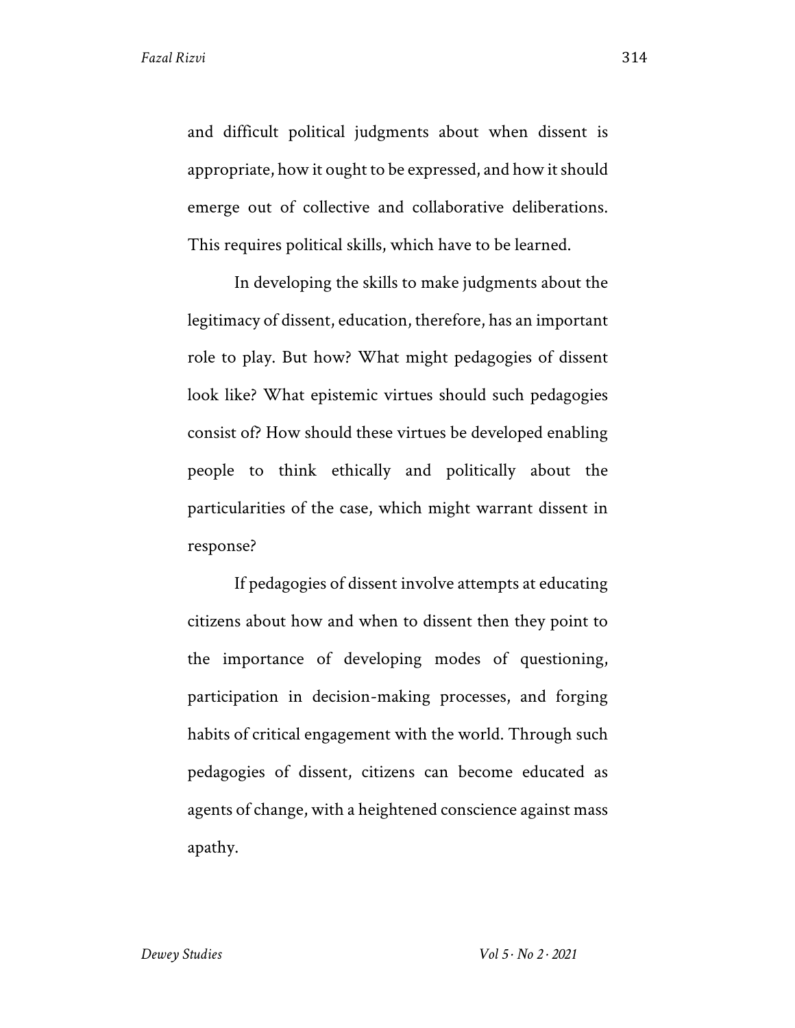and difficult political judgments about when dissent is appropriate, how it ought to be expressed, and how it should emerge out of collective and collaborative deliberations. This requires political skills, which have to be learned.

In developing the skills to make judgments about the legitimacy of dissent, education, therefore, has an important role to play. But how? What might pedagogies of dissent look like? What epistemic virtues should such pedagogies consist of? How should these virtues be developed enabling people to think ethically and politically about the particularities of the case, which might warrant dissent in response?

If pedagogies of dissent involve attempts at educating citizens about how and when to dissent then they point to the importance of developing modes of questioning, participation in decision-making processes, and forging habits of critical engagement with the world. Through such pedagogies of dissent, citizens can become educated as agents of change, with a heightened conscience against mass apathy.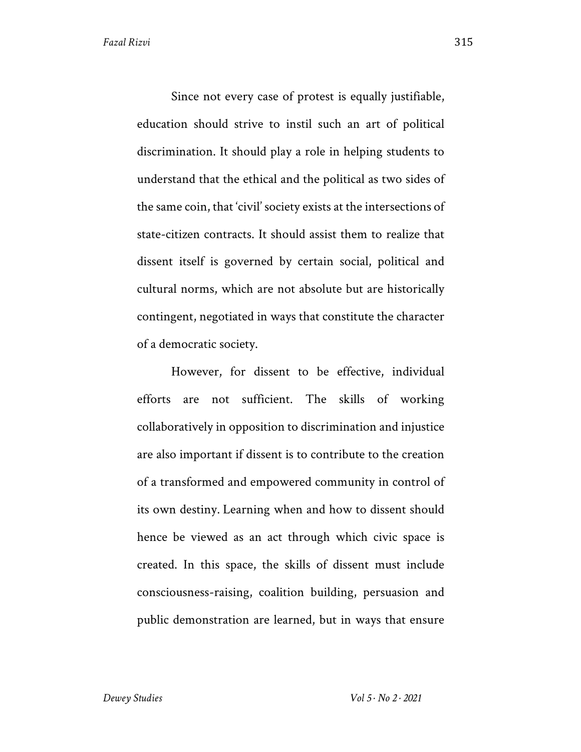Since not every case of protest is equally justifiable, education should strive to instil such an art of political discrimination. It should play a role in helping students to understand that the ethical and the political as two sides of the same coin, that 'civil' society exists at the intersections of state-citizen contracts. It should assist them to realize that dissent itself is governed by certain social, political and cultural norms, which are not absolute but are historically contingent, negotiated in ways that constitute the character of a democratic society.

However, for dissent to be effective, individual efforts are not sufficient. The skills of working collaboratively in opposition to discrimination and injustice are also important if dissent is to contribute to the creation of a transformed and empowered community in control of its own destiny. Learning when and how to dissent should hence be viewed as an act through which civic space is created. In this space, the skills of dissent must include consciousness-raising, coalition building, persuasion and public demonstration are learned, but in ways that ensure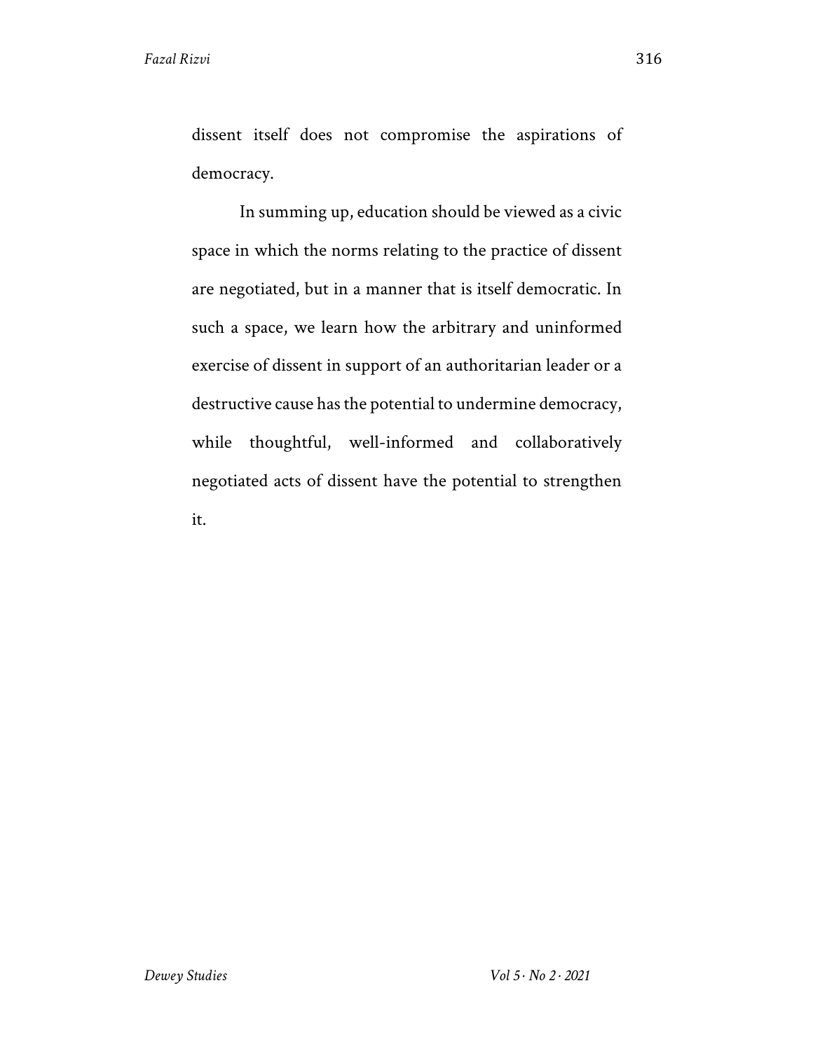dissent itself does not compromise the aspirations of democracy.

In summing up, education should be viewed as a civic space in which the norms relating to the practice of dissent are negotiated, but in a manner that is itself democratic. In such a space, we learn how the arbitrary and uninformed exercise of dissent in support of an authoritarian leader or a destructive cause has the potential to undermine democracy, while thoughtful, well-informed and collaboratively negotiated acts of dissent have the potential to strengthen it.